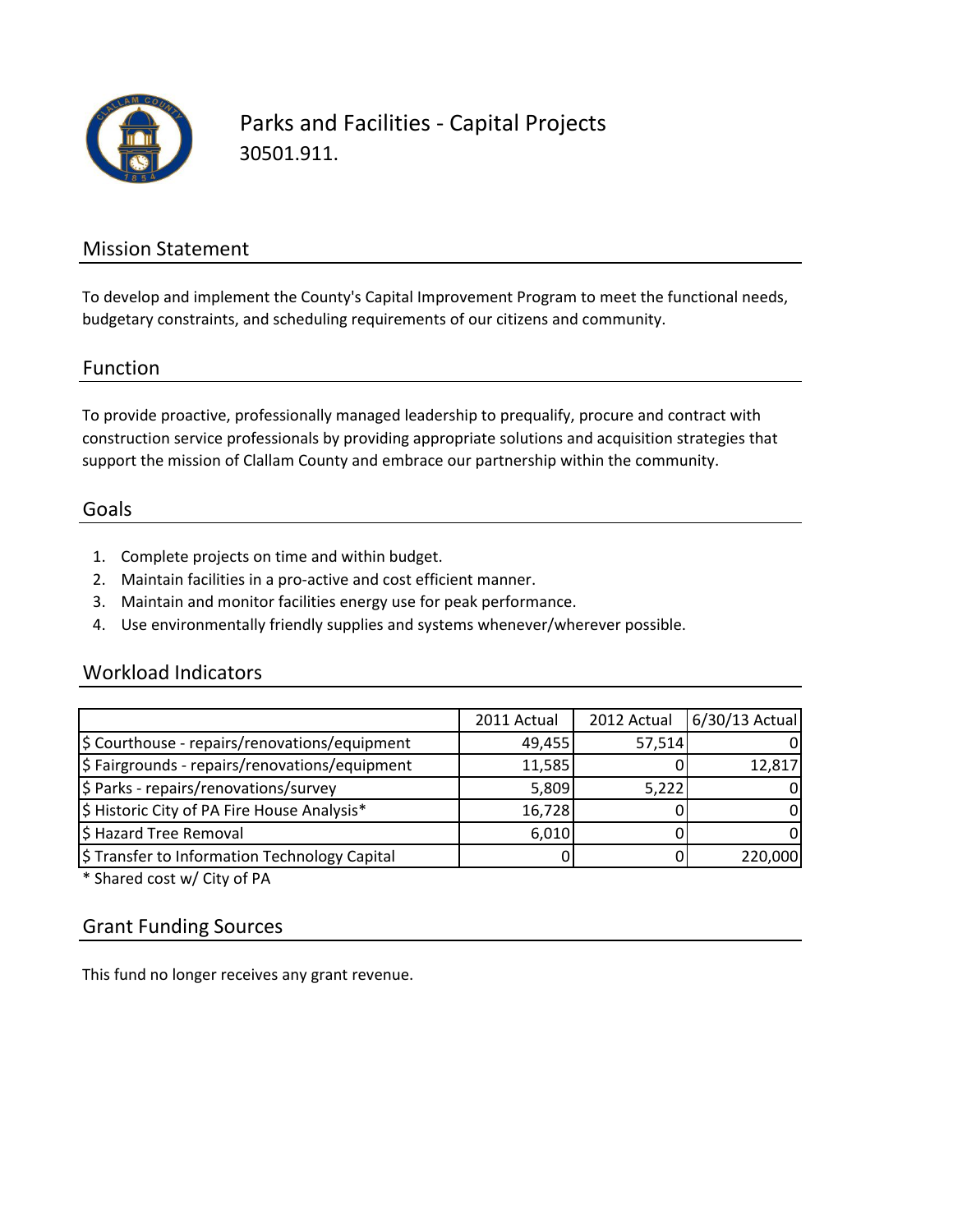# Parks and Facilities - Capital Projects

30501.911.

## Mission Statement

To develop and implement the County's Capital Improvement Program to meet the functional needs, budgetary constraints, and scheduling requirements of our citizens and community.

## Function

To provide proactive, professionally managed leadership to prequalify, procure and contract with construction service professionals by providing appropriate solutions and acquisition strategies that support the mission of Clallam County and embrace our partnership within the community.

## Goals

1. Complete projects on time and within budget.
2. Maintain facilities in a pro-active and cost efficient manner.
3. Maintain and monitor facilities energy use for peak performance.
4. Use environmentally friendly supplies and systems whenever/wherever possible.

## Workload Indicators

| | 2011 Actual | 2012 Actual | 6/30/13 Actual |
|---|---|---|---|
| $ Courthouse - repairs/renovations/equipment | 49,455 | 57,514 | 0 |
| $ Fairgrounds - repairs/renovations/equipment | 11,585 | 0 | 12,817 |
| $ Parks - repairs/renovations/survey | 5,809 | 5,222 | 0 |
| $ Historic City of PA Fire House Analysis* | 16,728 | 0 | 0 |
| $ Hazard Tree Removal | 6,010 | 0 | 0 |
| $ Transfer to Information Technology Capital | 0 | 0 | 220,000 |

* Shared cost w/ City of PA

## Grant Funding Sources

This fund no longer receives any grant revenue.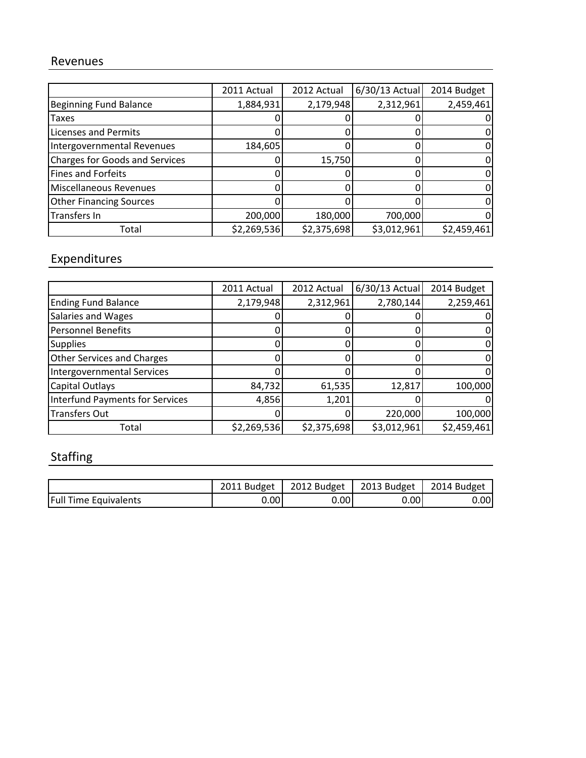## Revenues

| | 2011 Actual | 2012 Actual | 6/30/13 Actual | 2014 Budget |
|---|---|---|---|---|
| Beginning Fund Balance | 1,884,931 | 2,179,948 | 2,312,961 | 2,459,461 |
| Taxes | 0 | 0 | 0 | 0 |
| Licenses and Permits | 0 | 0 | 0 | 0 |
| Intergovernmental Revenues | 184,605 | 0 | 0 | 0 |
| Charges for Goods and Services | 0 | 15,750 | 0 | 0 |
| Fines and Forfeits | 0 | 0 | 0 | 0 |
| Miscellaneous Revenues | 0 | 0 | 0 | 0 |
| Other Financing Sources | 0 | 0 | 0 | 0 |
| Transfers In | 200,000 | 180,000 | 700,000 | 0 |
| Total | $2,269,536 | $2,375,698 | $3,012,961 | $2,459,461 |

## Expenditures

| | 2011 Actual | 2012 Actual | 6/30/13 Actual | 2014 Budget |
|---|---|---|---|---|
| Ending Fund Balance | 2,179,948 | 2,312,961 | 2,780,144 | 2,259,461 |
| Salaries and Wages | 0 | 0 | 0 | 0 |
| Personnel Benefits | 0 | 0 | 0 | 0 |
| Supplies | 0 | 0 | 0 | 0 |
| Other Services and Charges | 0 | 0 | 0 | 0 |
| Intergovernmental Services | 0 | 0 | 0 | 0 |
| Capital Outlays | 84,732 | 61,535 | 12,817 | 100,000 |
| Interfund Payments for Services | 4,856 | 1,201 | 0 | 0 |
| Transfers Out | 0 | 0 | 220,000 | 100,000 |
| Total | $2,269,536 | $2,375,698 | $3,012,961 | $2,459,461 |

## Staffing

| | 2011 Budget | 2012 Budget | 2013 Budget | 2014 Budget |
|---|---|---|---|---|
| Full Time Equivalents | 0.00 | 0.00 | 0.00 | 0.00 |